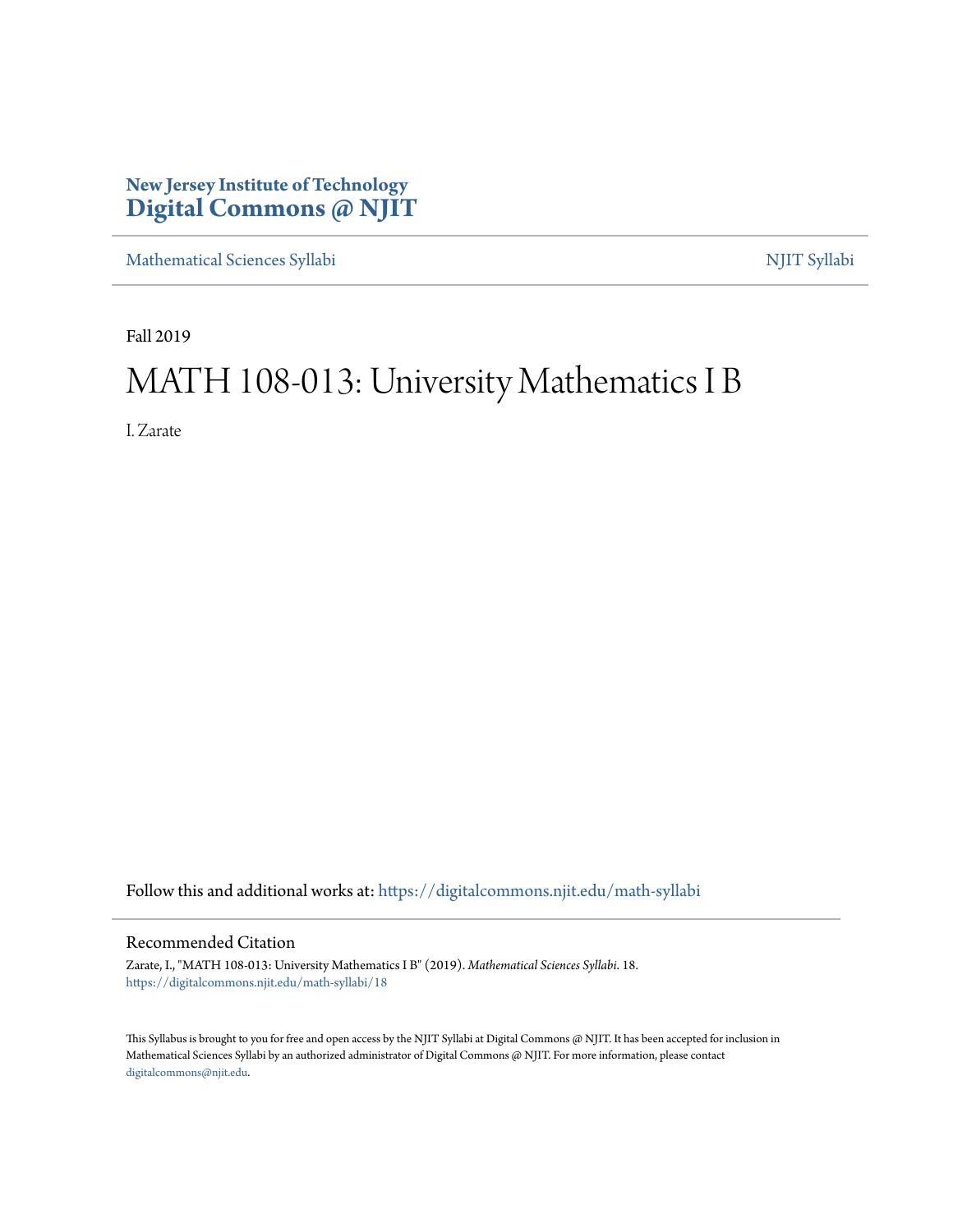**New Jersey Institute of Technology**
# Digital Commons @ NJIT

Mathematical Sciences Syllabi | NJIT Syllabi

Fall 2019

# MATH 108-013: University Mathematics I B

I. Zarate

Follow this and additional works at: https://digitalcommons.njit.edu/math-syllabi

## Recommended Citation

Zarate, I., "MATH 108-013: University Mathematics I B" (2019). *Mathematical Sciences Syllabi*. 18.
https://digitalcommons.njit.edu/math-syllabi/18

This Syllabus is brought to you for free and open access by the NJIT Syllabi at Digital Commons @ NJIT. It has been accepted for inclusion in Mathematical Sciences Syllabi by an authorized administrator of Digital Commons @ NJIT. For more information, please contact digitalcommons@njit.edu.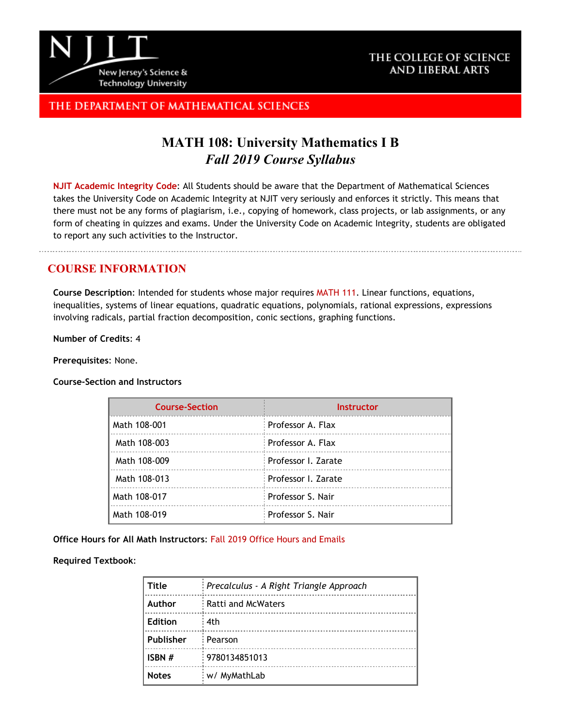NJIT
New Jersey's Science & Technology University

THE COLLEGE OF SCIENCE AND LIBERAL ARTS

THE DEPARTMENT OF MATHEMATICAL SCIENCES

# MATH 108: University Mathematics I B
## *Fall 2019 Course Syllabus*

**NJIT Academic Integrity Code**: All Students should be aware that the Department of Mathematical Sciences takes the University Code on Academic Integrity at NJIT very seriously and enforces it strictly. This means that there must not be any forms of plagiarism, i.e., copying of homework, class projects, or lab assignments, or any form of cheating in quizzes and exams. Under the University Code on Academic Integrity, students are obligated to report any such activities to the Instructor.

## COURSE INFORMATION

**Course Description**: Intended for students whose major requires MATH 111. Linear functions, equations, inequalities, systems of linear equations, quadratic equations, polynomials, rational expressions, expressions involving radicals, partial fraction decomposition, conic sections, graphing functions.

**Number of Credits**: 4

**Prerequisites**: None.

**Course-Section and Instructors**

| Course-Section | Instructor |
|---|---|
| Math 108-001 | Professor A. Flax |
| Math 108-003 | Professor A. Flax |
| Math 108-009 | Professor I. Zarate |
| Math 108-013 | Professor I. Zarate |
| Math 108-017 | Professor S. Nair |
| Math 108-019 | Professor S. Nair |

**Office Hours for All Math Instructors**: Fall 2019 Office Hours and Emails

**Required Textbook**:

| | |
|---|---|
| **Title** | *Precalculus - A Right Triangle Approach* |
| **Author** | Ratti and McWaters |
| **Edition** | 4th |
| **Publisher** | Pearson |
| **ISBN #** | 9780134851013 |
| **Notes** | w/ MyMathLab |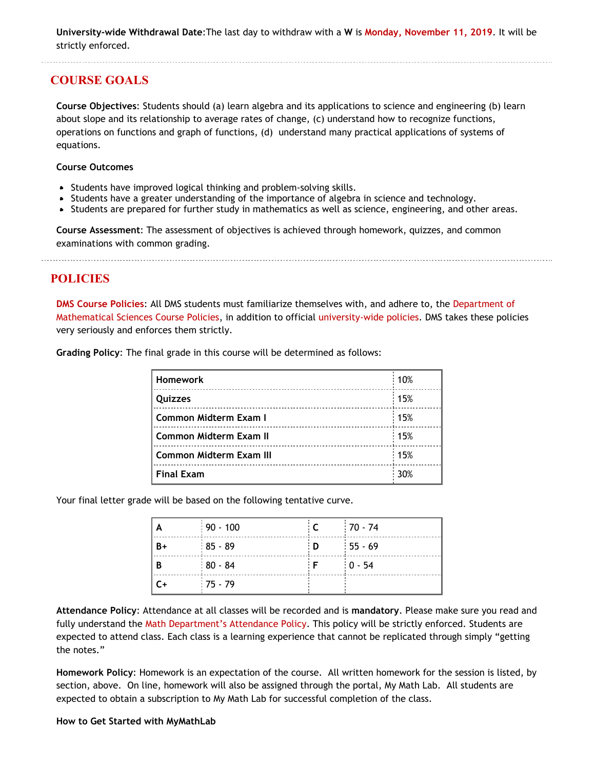**University-wide Withdrawal Date**:The last day to withdraw with a **W** is **Monday, November 11, 2019**. It will be strictly enforced.

## COURSE GOALS

**Course Objectives**: Students should (a) learn algebra and its applications to science and engineering (b) learn about slope and its relationship to average rates of change, (c) understand how to recognize functions, operations on functions and graph of functions, (d) understand many practical applications of systems of equations.

**Course Outcomes**

- Students have improved logical thinking and problem-solving skills.
- Students have a greater understanding of the importance of algebra in science and technology.
- Students are prepared for further study in mathematics as well as science, engineering, and other areas.

**Course Assessment**: The assessment of objectives is achieved through homework, quizzes, and common examinations with common grading.

## POLICIES

**DMS Course Policies**: All DMS students must familiarize themselves with, and adhere to, the Department of Mathematical Sciences Course Policies, in addition to official university-wide policies. DMS takes these policies very seriously and enforces them strictly.

**Grading Policy**: The final grade in this course will be determined as follows:

| | |
|---|---|
| **Homework** | 10% |
| **Quizzes** | 15% |
| **Common Midterm Exam I** | 15% |
| **Common Midterm Exam II** | 15% |
| **Common Midterm Exam III** | 15% |
| **Final Exam** | 30% |

Your final letter grade will be based on the following tentative curve.

| | | | |
|---|---|---|---|
| **A** | 90 - 100 | **C** | 70 - 74 |
| **B+** | 85 - 89 | **D** | 55 - 69 |
| **B** | 80 - 84 | **F** | 0 - 54 |
| **C+** | 75 - 79 | | |

**Attendance Policy**: Attendance at all classes will be recorded and is **mandatory**. Please make sure you read and fully understand the Math Department's Attendance Policy. This policy will be strictly enforced. Students are expected to attend class. Each class is a learning experience that cannot be replicated through simply "getting the notes."

**Homework Policy**: Homework is an expectation of the course. All written homework for the session is listed, by section, above. On line, homework will also be assigned through the portal, My Math Lab. All students are expected to obtain a subscription to My Math Lab for successful completion of the class.

**How to Get Started with MyMathLab**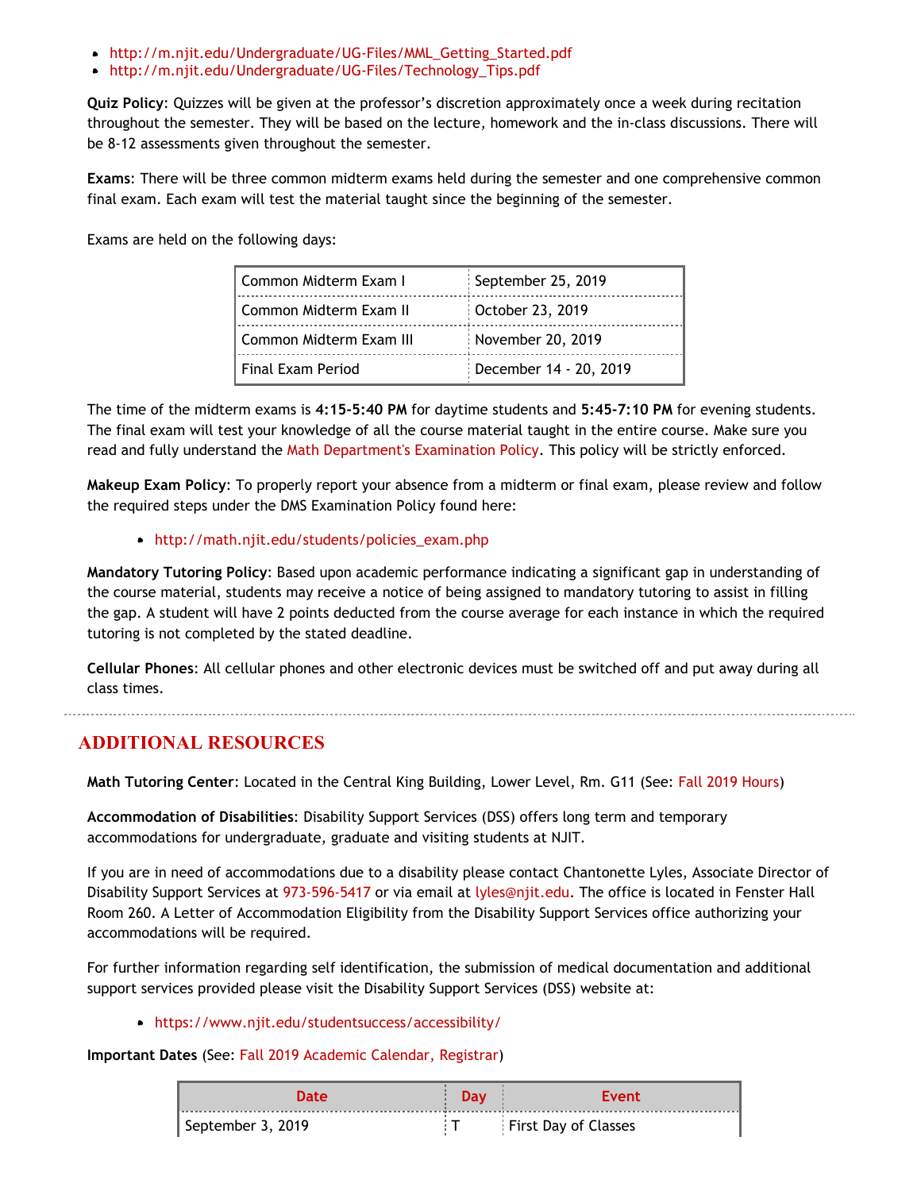- http://m.njit.edu/Undergraduate/UG-Files/MML_Getting_Started.pdf
- http://m.njit.edu/Undergraduate/UG-Files/Technology_Tips.pdf

**Quiz Policy**: Quizzes will be given at the professor's discretion approximately once a week during recitation throughout the semester. They will be based on the lecture, homework and the in-class discussions. There will be 8-12 assessments given throughout the semester.

**Exams**: There will be three common midterm exams held during the semester and one comprehensive common final exam. Each exam will test the material taught since the beginning of the semester.

Exams are held on the following days:

| | |
|---|---|
| Common Midterm Exam I | September 25, 2019 |
| Common Midterm Exam II | October 23, 2019 |
| Common Midterm Exam III | November 20, 2019 |
| Final Exam Period | December 14 - 20, 2019 |

The time of the midterm exams is **4:15-5:40 PM** for daytime students and **5:45-7:10 PM** for evening students. The final exam will test your knowledge of all the course material taught in the entire course. Make sure you read and fully understand the Math Department's Examination Policy. This policy will be strictly enforced.

**Makeup Exam Policy**: To properly report your absence from a midterm or final exam, please review and follow the required steps under the DMS Examination Policy found here:

- http://math.njit.edu/students/policies_exam.php

**Mandatory Tutoring Policy**: Based upon academic performance indicating a significant gap in understanding of the course material, students may receive a notice of being assigned to mandatory tutoring to assist in filling the gap. A student will have 2 points deducted from the course average for each instance in which the required tutoring is not completed by the stated deadline.

**Cellular Phones**: All cellular phones and other electronic devices must be switched off and put away during all class times.

## ADDITIONAL RESOURCES

**Math Tutoring Center**: Located in the Central King Building, Lower Level, Rm. G11 (See: Fall 2019 Hours)

**Accommodation of Disabilities**: Disability Support Services (DSS) offers long term and temporary accommodations for undergraduate, graduate and visiting students at NJIT.

If you are in need of accommodations due to a disability please contact Chantonette Lyles, Associate Director of Disability Support Services at 973-596-5417 or via email at lyles@njit.edu. The office is located in Fenster Hall Room 260. A Letter of Accommodation Eligibility from the Disability Support Services office authorizing your accommodations will be required.

For further information regarding self identification, the submission of medical documentation and additional support services provided please visit the Disability Support Services (DSS) website at:

- https://www.njit.edu/studentsuccess/accessibility/

**Important Dates** (See: Fall 2019 Academic Calendar, Registrar)

| Date | Day | Event |
|---|---|---|
| September 3, 2019 | T | First Day of Classes |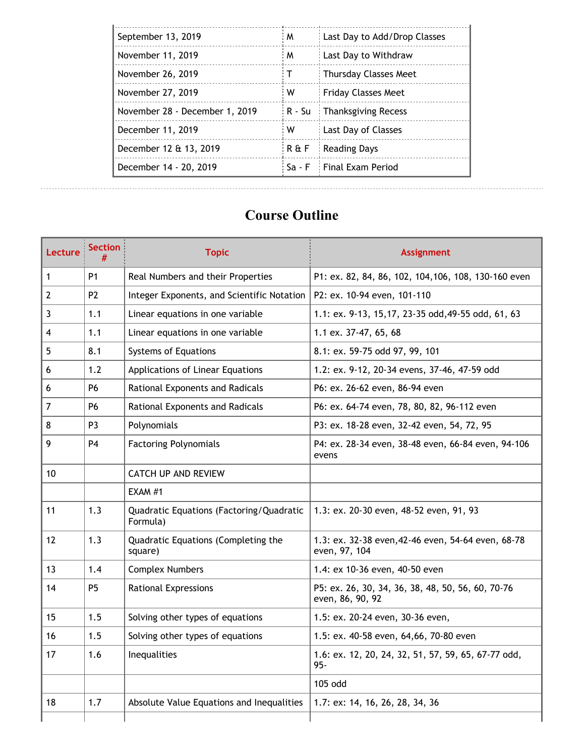| | | |
|---|---|---|
| September 13, 2019 | M | Last Day to Add/Drop Classes |
| November 11, 2019 | M | Last Day to Withdraw |
| November 26, 2019 | T | Thursday Classes Meet |
| November 27, 2019 | W | Friday Classes Meet |
| November 28 - December 1, 2019 | R - Su | Thanksgiving Recess |
| December 11, 2019 | W | Last Day of Classes |
| December 12 & 13, 2019 | R & F | Reading Days |
| December 14 - 20, 2019 | Sa - F | Final Exam Period |

# Course Outline

| Lecture | Section # | Topic | Assignment |
|---|---|---|---|
| 1 | P1 | Real Numbers and their Properties | P1: ex. 82, 84, 86, 102, 104,106, 108, 130-160 even |
| 2 | P2 | Integer Exponents, and Scientific Notation | P2: ex. 10-94 even, 101-110 |
| 3 | 1.1 | Linear equations in one variable | 1.1: ex. 9-13, 15,17, 23-35 odd,49-55 odd, 61, 63 |
| 4 | 1.1 | Linear equations in one variable | 1.1 ex. 37-47, 65, 68 |
| 5 | 8.1 | Systems of Equations | 8.1: ex. 59-75 odd 97, 99, 101 |
| 6 | 1.2 | Applications of Linear Equations | 1.2: ex. 9-12, 20-34 evens, 37-46, 47-59 odd |
| 6 | P6 | Rational Exponents and Radicals | P6: ex. 26-62 even, 86-94 even |
| 7 | P6 | Rational Exponents and Radicals | P6: ex. 64-74 even, 78, 80, 82, 96-112 even |
| 8 | P3 | Polynomials | P3: ex. 18-28 even, 32-42 even, 54, 72, 95 |
| 9 | P4 | Factoring Polynomials | P4: ex. 28-34 even, 38-48 even, 66-84 even, 94-106 evens |
| 10 | | CATCH UP AND REVIEW | |
| | | EXAM #1 | |
| 11 | 1.3 | Quadratic Equations (Factoring/Quadratic Formula) | 1.3: ex. 20-30 even, 48-52 even, 91, 93 |
| 12 | 1.3 | Quadratic Equations (Completing the square) | 1.3: ex. 32-38 even,42-46 even, 54-64 even, 68-78 even, 97, 104 |
| 13 | 1.4 | Complex Numbers | 1.4: ex 10-36 even, 40-50 even |
| 14 | P5 | Rational Expressions | P5: ex. 26, 30, 34, 36, 38, 48, 50, 56, 60, 70-76 even, 86, 90, 92 |
| 15 | 1.5 | Solving other types of equations | 1.5: ex. 20-24 even, 30-36 even, |
| 16 | 1.5 | Solving other types of equations | 1.5: ex. 40-58 even, 64,66, 70-80 even |
| 17 | 1.6 | Inequalities | 1.6: ex. 12, 20, 24, 32, 51, 57, 59, 65, 67-77 odd, 95- |
| | | | 105 odd |
| 18 | 1.7 | Absolute Value Equations and Inequalities | 1.7: ex: 14, 16, 26, 28, 34, 36 |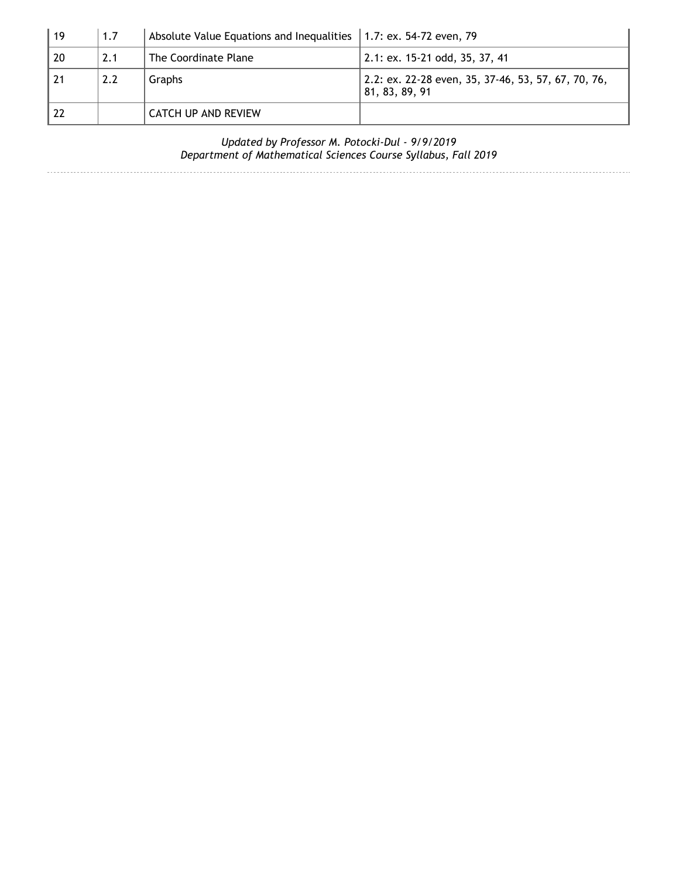| | | | |
|---|---|---|---|
| 19 | 1.7 | Absolute Value Equations and Inequalities | 1.7: ex. 54-72 even, 79 |
| 20 | 2.1 | The Coordinate Plane | 2.1: ex. 15-21 odd, 35, 37, 41 |
| 21 | 2.2 | Graphs | 2.2: ex. 22-28 even, 35, 37-46, 53, 57, 67, 70, 76, 81, 83, 89, 91 |
| 22 | | CATCH UP AND REVIEW | |

*Updated by Professor M. Potocki-Dul - 9/9/2019*
*Department of Mathematical Sciences Course Syllabus, Fall 2019*